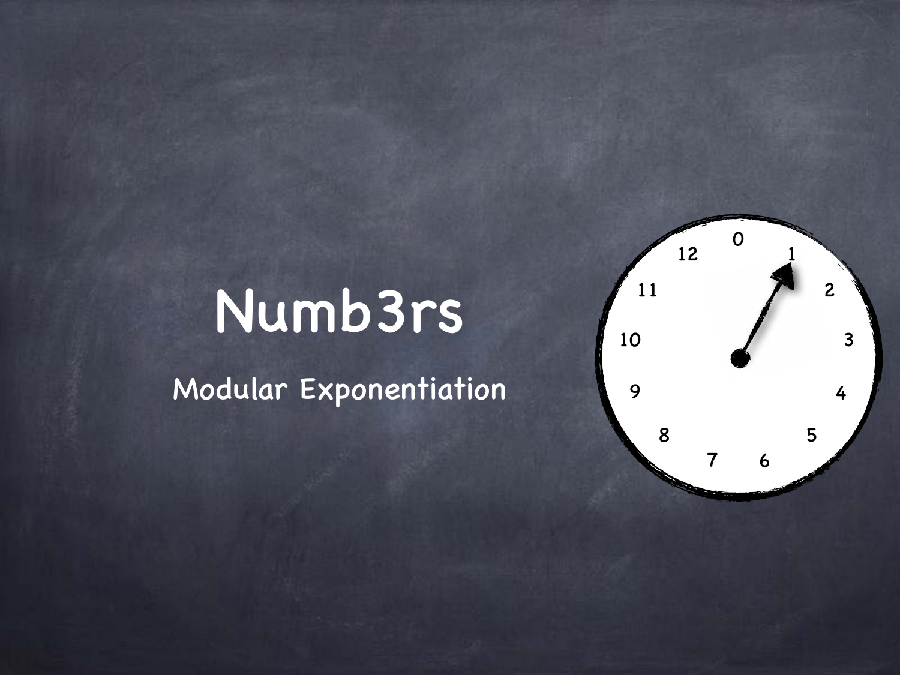# Numb3rs

Modular Exponentiation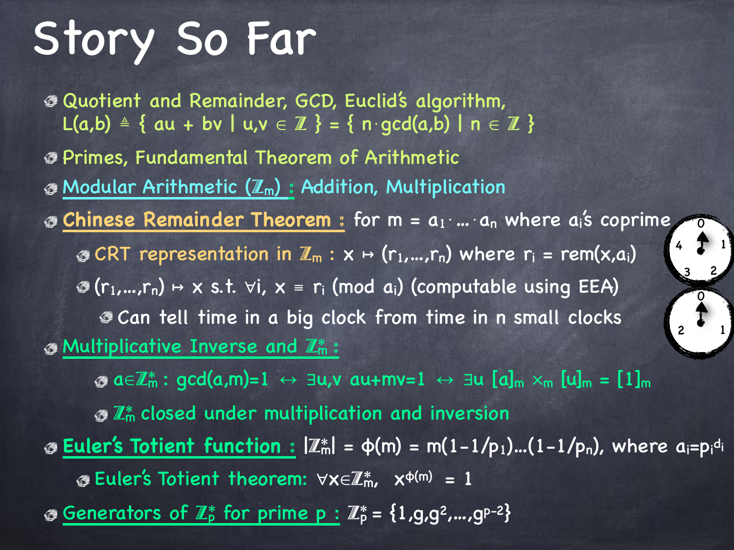# Story So Far

- Quotient and Remainder, GCD, Euclid's algorithm, $L(a,b) \triangleq \{ au + bv \mid u,v \in \mathbb{Z} \} = \{ n \cdot \gcd(a,b) \mid n \in \mathbb{Z} \}$
- Primes, Fundamental Theorem of Arithmetic
- Modular Arithmetic ($\mathbb{Z}_m$) : Addition, Multiplication
- Chinese Remainder Theorem : for $m = a_1 \cdot \ldots \cdot a_n$ where $a_i$'s coprime
  - CRT representation in $\mathbb{Z}_m$ : $x \mapsto (r_1,\ldots,r_n)$ where $r_i = \text{rem}(x,a_i)$
  - $(r_1,\ldots,r_n) \mapsto x$ s.t. $\forall i,\ x \equiv r_i \pmod{a_i}$ (computable using EEA)
    - Can tell time in a big clock from time in n small clocks
- Multiplicative Inverse and $\mathbb{Z}_m^*$ :
  - $a \in \mathbb{Z}_m^*$ : $\gcd(a,m)=1 \leftrightarrow \exists u,v\ au+mv=1 \leftrightarrow \exists u\ [a]_m \times_m [u]_m = [1]_m$
  - $\mathbb{Z}_m^*$ closed under multiplication and inversion
- Euler's Totient function : $|\mathbb{Z}_m^*| = \phi(m) = m(1-1/p_1)\ldots(1-1/p_n)$, where $a_i = p_i^{d_i}$
  - Euler's Totient theorem: $\forall x \in \mathbb{Z}_m^*,\quad x^{\phi(m)} = 1$
- Generators of $\mathbb{Z}_p^*$ for prime p : $\mathbb{Z}_p^* = \{1, g, g^2, \ldots, g^{p-2}\}$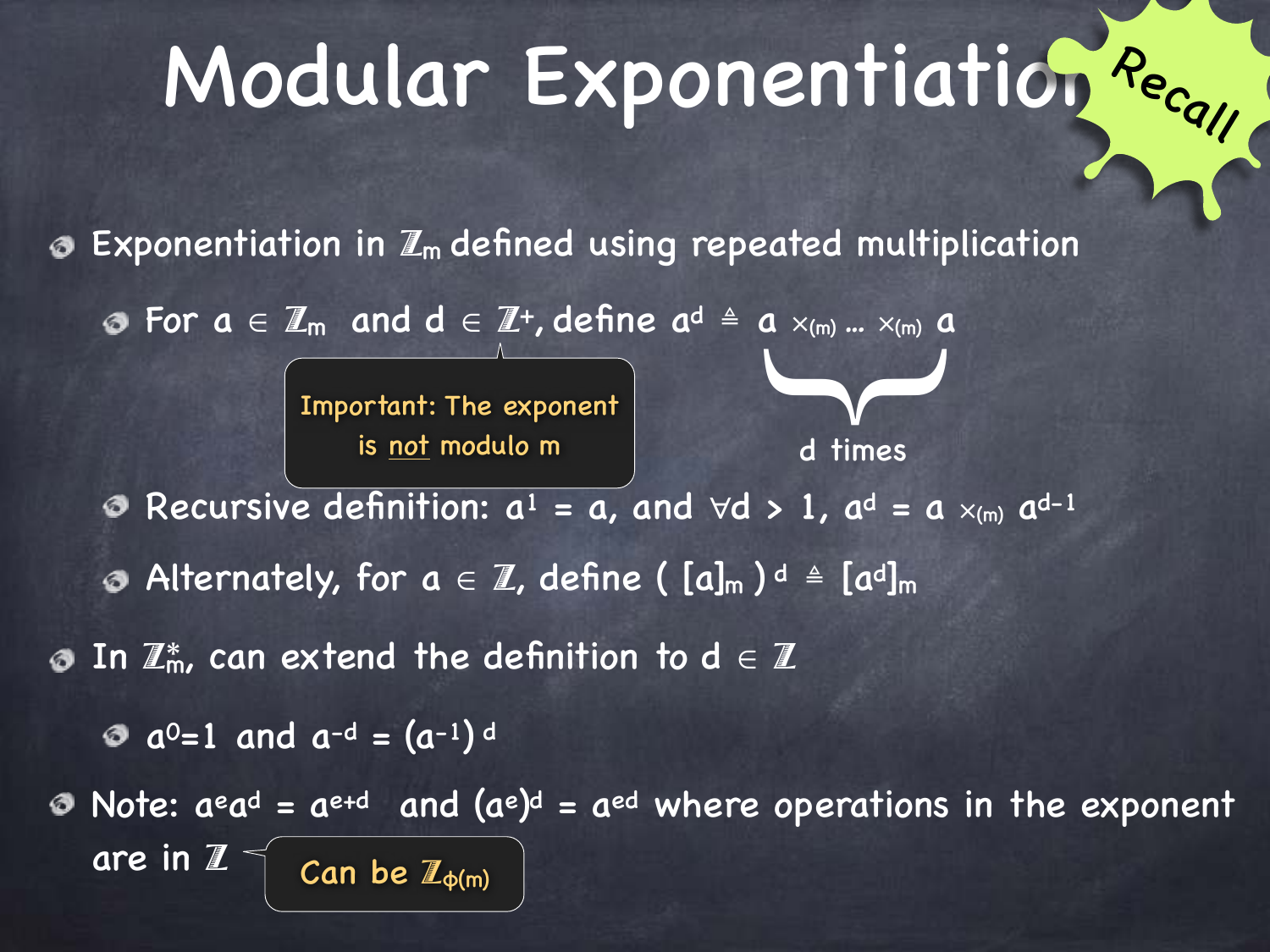# Modular Exponentiation

*Recall*

- Exponentiation in $\mathbb{Z}_m$ defined using repeated multiplication
  - For $a \in \mathbb{Z}_m$ and $d \in \mathbb{Z}^+$, define $a^d \triangleq \underbrace{a \times_{(m)} \ldots \times_{(m)} a}_{d \text{ times}}$

    > Important: The exponent is not modulo m

  - Recursive definition: $a^1 = a$, and $\forall d > 1$, $a^d = a \times_{(m)} a^{d-1}$
  - Alternately, for $a \in \mathbb{Z}$, define $( [a]_m )^d \triangleq [a^d]_m$
- In $\mathbb{Z}_m^*$, can extend the definition to $d \in \mathbb{Z}$
  - $a^0 = 1$ and $a^{-d} = (a^{-1})^d$
- Note: $a^e a^d = a^{e+d}$ and $(a^e)^d = a^{ed}$ where operations in the exponent are in $\mathbb{Z}$

  > Can be $\mathbb{Z}_{\phi(m)}$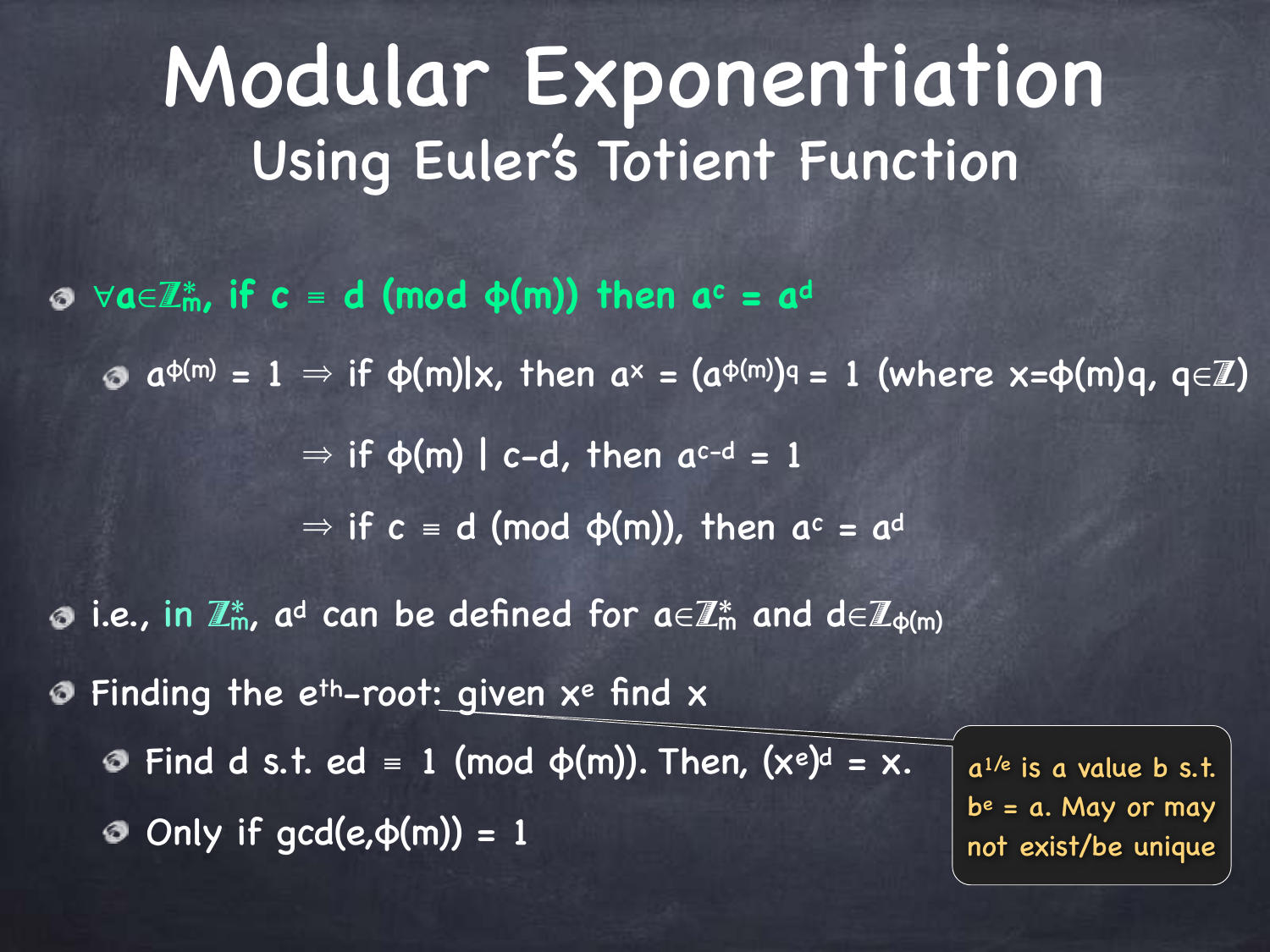# Modular Exponentiation

## Using Euler's Totient Function

- $\forall a \in \mathbb{Z}_m^*$, if $c \equiv d \pmod{\phi(m)}$ then $a^c = a^d$
  - $a^{\phi(m)} = 1 \Rightarrow$ if $\phi(m) | x$, then $a^x = (a^{\phi(m)})^q = 1$ (where $x = \phi(m)q$, $q \in \mathbb{Z}$)

    $\Rightarrow$ if $\phi(m) \mid c-d$, then $a^{c-d} = 1$

    $\Rightarrow$ if $c \equiv d \pmod{\phi(m)}$, then $a^c = a^d$
- i.e., in $\mathbb{Z}_m^*$, $a^d$ can be defined for $a \in \mathbb{Z}_m^*$ and $d \in \mathbb{Z}_{\phi(m)}$
- Finding the $e^{th}$-root: given $x^e$ find $x$
  - Find $d$ s.t. $ed \equiv 1 \pmod{\phi(m)}$. Then, $(x^e)^d = x$.
  - Only if $\gcd(e, \phi(m)) = 1$

$a^{1/e}$ is a value $b$ s.t. $b^e = a$. May or may not exist/be unique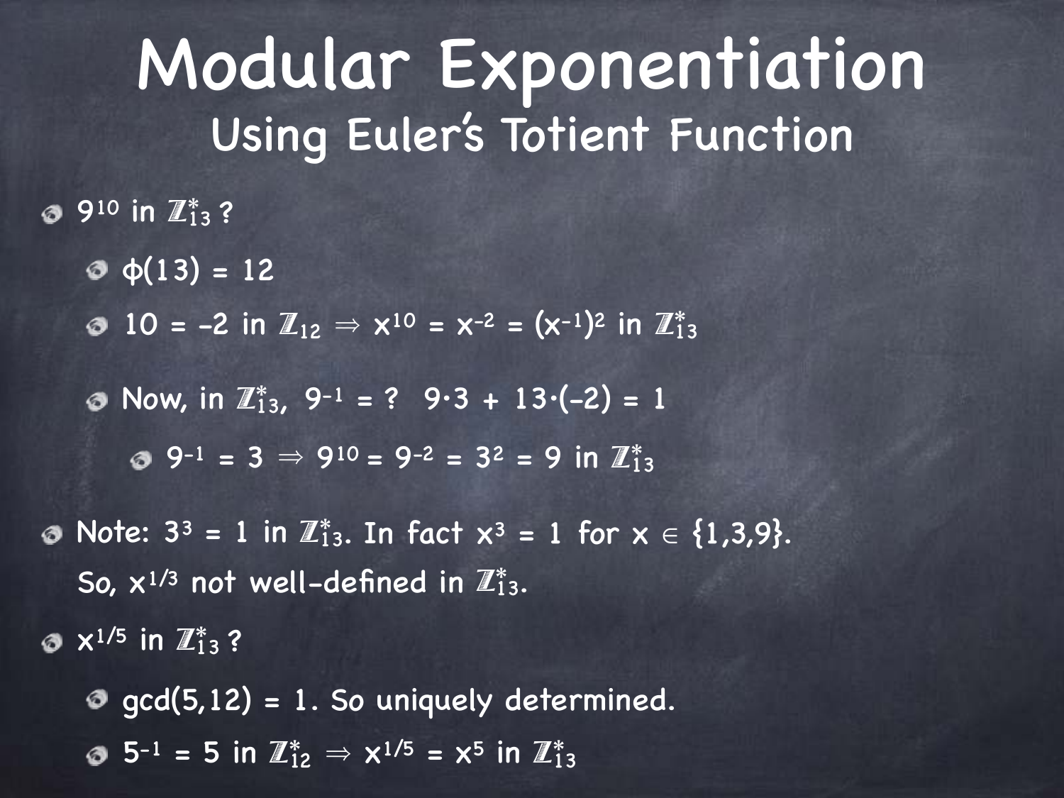# Modular Exponentiation

## Using Euler's Totient Function

- $9^{10}$ in $\mathbb{Z}_{13}^*$ ?
  - $\phi(13) = 12$
  - $10 = -2$ in $\mathbb{Z}_{12} \Rightarrow x^{10} = x^{-2} = (x^{-1})^2$ in $\mathbb{Z}_{13}^*$
  - Now, in $\mathbb{Z}_{13}^*$, $9^{-1} = ?$ $\;9 \cdot 3 + 13 \cdot (-2) = 1$
    - $9^{-1} = 3 \Rightarrow 9^{10} = 9^{-2} = 3^2 = 9$ in $\mathbb{Z}_{13}^*$
- Note: $3^3 = 1$ in $\mathbb{Z}_{13}^*$. In fact $x^3 = 1$ for $x \in \{1,3,9\}$. So, $x^{1/3}$ not well-defined in $\mathbb{Z}_{13}^*$.
- $x^{1/5}$ in $\mathbb{Z}_{13}^*$ ?
  - $\gcd(5,12) = 1$. So uniquely determined.
  - $5^{-1} = 5$ in $\mathbb{Z}_{12}^* \Rightarrow x^{1/5} = x^5$ in $\mathbb{Z}_{13}^*$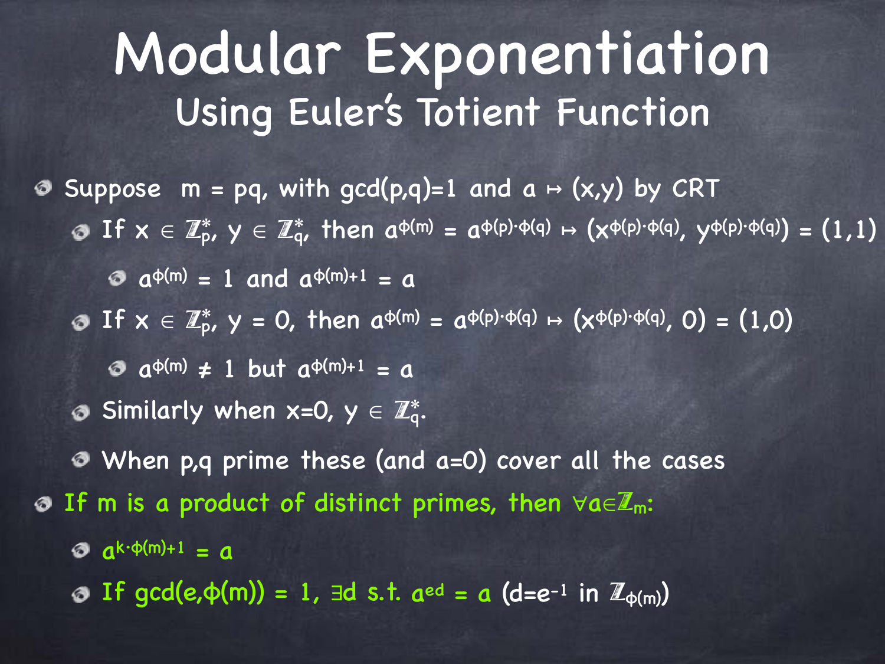# Modular Exponentiation

## Using Euler's Totient Function

- Suppose $m = pq$, with $\gcd(p,q)=1$ and $a \mapsto (x,y)$ by CRT
  - If $x \in \mathbb{Z}_p^*$, $y \in \mathbb{Z}_q^*$, then $a^{\phi(m)} = a^{\phi(p)\cdot\phi(q)} \mapsto (x^{\phi(p)\cdot\phi(q)}, y^{\phi(p)\cdot\phi(q)}) = (1,1)$
    - $a^{\phi(m)} = 1$ and $a^{\phi(m)+1} = a$
  - If $x \in \mathbb{Z}_p^*$, $y = 0$, then $a^{\phi(m)} = a^{\phi(p)\cdot\phi(q)} \mapsto (x^{\phi(p)\cdot\phi(q)}, 0) = (1,0)$
    - $a^{\phi(m)} \neq 1$ but $a^{\phi(m)+1} = a$
  - Similarly when $x=0$, $y \in \mathbb{Z}_q^*$.
  - When p,q prime these (and $a=0$) cover all the cases
- If m is a product of distinct primes, then $\forall a \in \mathbb{Z}_m$:
  - $a^{k\cdot\phi(m)+1} = a$
  - If $\gcd(e,\phi(m)) = 1$, $\exists d$ s.t. $a^{ed} = a$ ($d=e^{-1}$ in $\mathbb{Z}_{\phi(m)}$)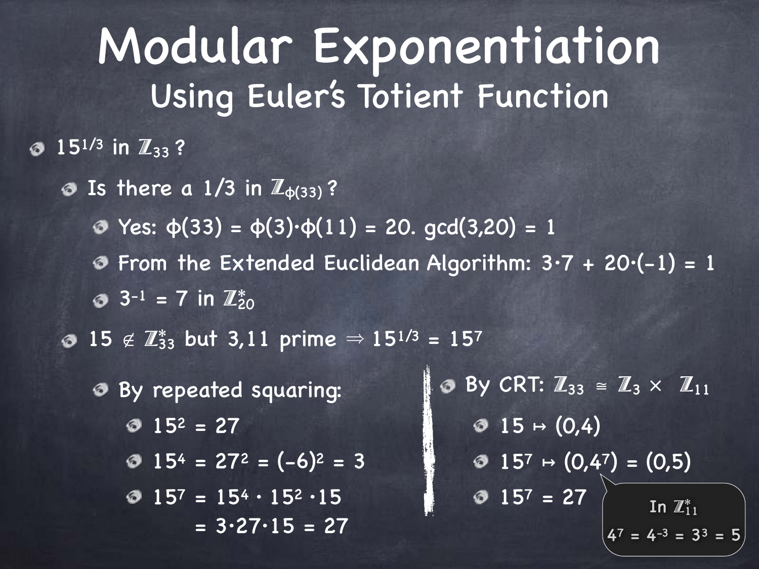# Modular Exponentiation

## Using Euler's Totient Function

- $15^{1/3}$ in $\mathbb{Z}_{33}$ ?
  - Is there a 1/3 in $\mathbb{Z}_{\phi(33)}$ ?
    - Yes: $\phi(33) = \phi(3)\cdot\phi(11) = 20$. $\gcd(3,20) = 1$
    - From the Extended Euclidean Algorithm: $3\cdot7 + 20\cdot(-1) = 1$
    - $3^{-1} = 7$ in $\mathbb{Z}^*_{20}$
  - $15 \notin \mathbb{Z}^*_{33}$ but 3,11 prime $\Rightarrow 15^{1/3} = 15^7$
    - By repeated squaring:
      - $15^2 = 27$
      - $15^4 = 27^2 = (-6)^2 = 3$
      - $15^7 = 15^4 \cdot 15^2 \cdot 15$
        $= 3\cdot27\cdot15 = 27$
    - By CRT: $\mathbb{Z}_{33} \cong \mathbb{Z}_3 \times \mathbb{Z}_{11}$
      - $15 \mapsto (0,4)$
      - $15^7 \mapsto (0,4^7) = (0,5)$
      - $15^7 = 27$

In $\mathbb{Z}^*_{11}$

$4^7 = 4^{-3} = 3^3 = 5$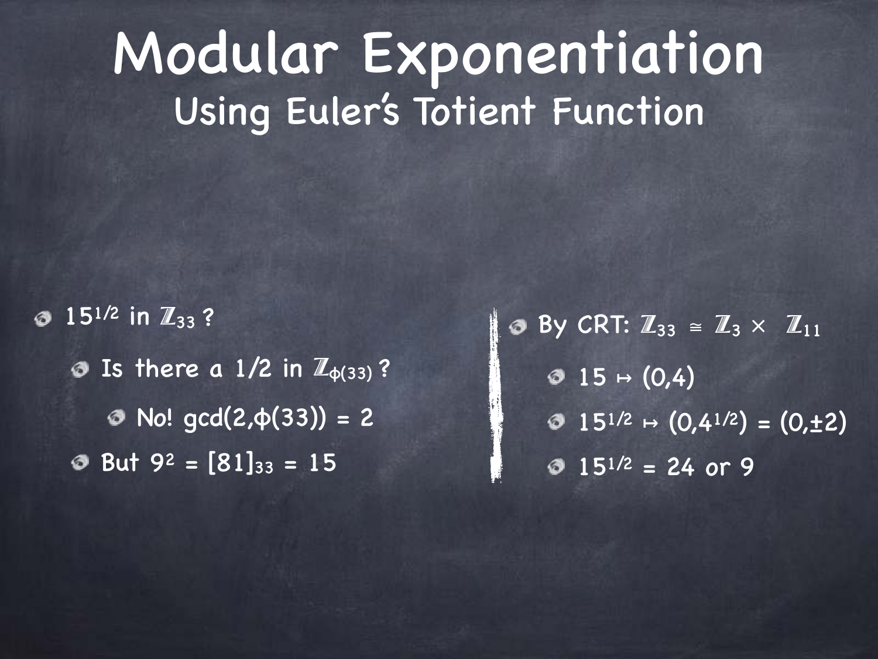# Modular Exponentiation

## Using Euler's Totient Function

- $15^{1/2}$ in $\mathbb{Z}_{33}$ ?
  - Is there a 1/2 in $\mathbb{Z}_{\phi(33)}$ ?
    - No! $\gcd(2,\phi(33)) = 2$
  - But $9^2 = [81]_{33} = 15$

- By CRT: $\mathbb{Z}_{33} \cong \mathbb{Z}_3 \times \mathbb{Z}_{11}$
  - $15 \mapsto (0,4)$
  - $15^{1/2} \mapsto (0,4^{1/2}) = (0,\pm 2)$
  - $15^{1/2} = 24$ or $9$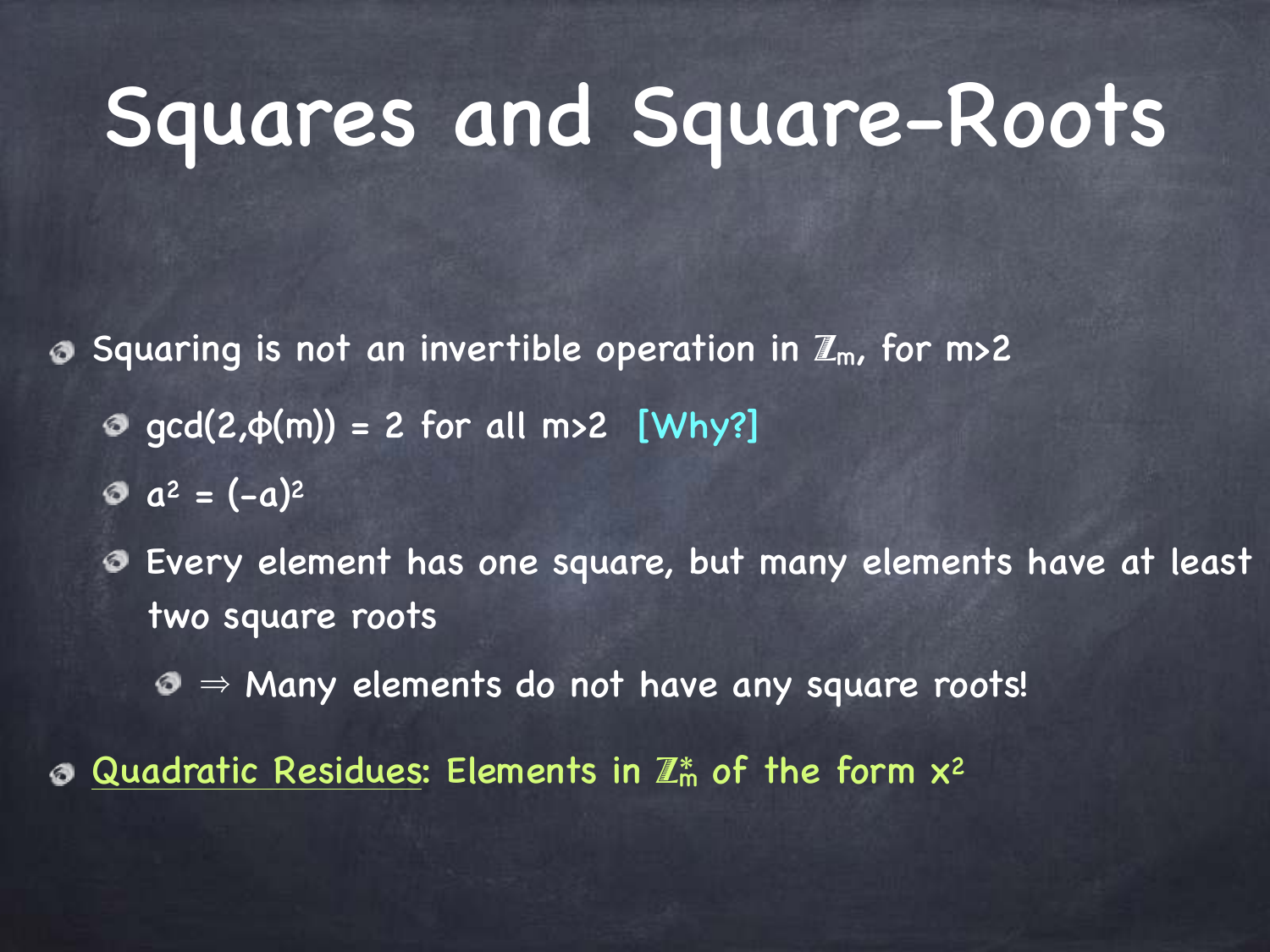# Squares and Square-Roots

- Squaring is not an invertible operation in $\mathbb{Z}_m$, for $m>2$
  - $\gcd(2,\phi(m)) = 2$ for all $m>2$ [Why?]
  - $a^2 = (-a)^2$
  - Every element has one square, but many elements have at least two square roots
    - $\Rightarrow$ Many elements do not have any square roots!
- Quadratic Residues: Elements in $\mathbb{Z}_m^*$ of the form $x^2$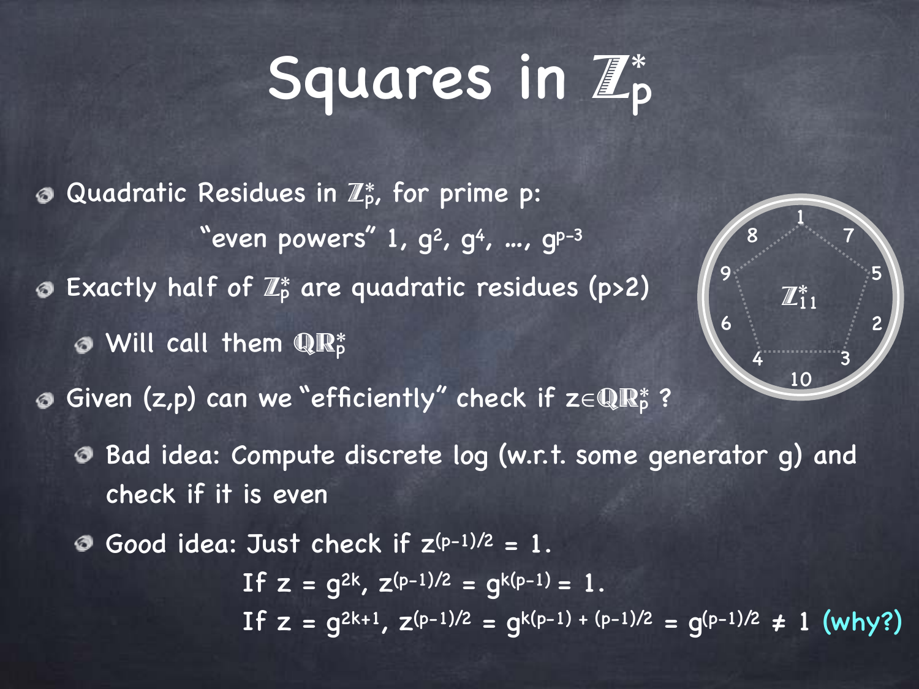# Squares in $\mathbb{Z}_p^*$

- Quadratic Residues in $\mathbb{Z}_p^*$, for prime p:

  "even powers" $1, g^2, g^4, \ldots, g^{p-3}$

- Exactly half of $\mathbb{Z}_p^*$ are quadratic residues (p>2)
  - Will call them $\mathbb{QR}_p^*$
- Given (z,p) can we "efficiently" check if $z \in \mathbb{QR}_p^*$ ?
  - Bad idea: Compute discrete log (w.r.t. some generator g) and check if it is even
  - Good idea: Just check if $z^{(p-1)/2} = 1$.

    If $z = g^{2k}$, $z^{(p-1)/2} = g^{k(p-1)} = 1$.

    If $z = g^{2k+1}$, $z^{(p-1)/2} = g^{k(p-1) + (p-1)/2} = g^{(p-1)/2} \neq 1$ (why?)

$\mathbb{Z}_{11}^*$: 1, 7, 5, 2, 3, 10, 4, 6, 9, 8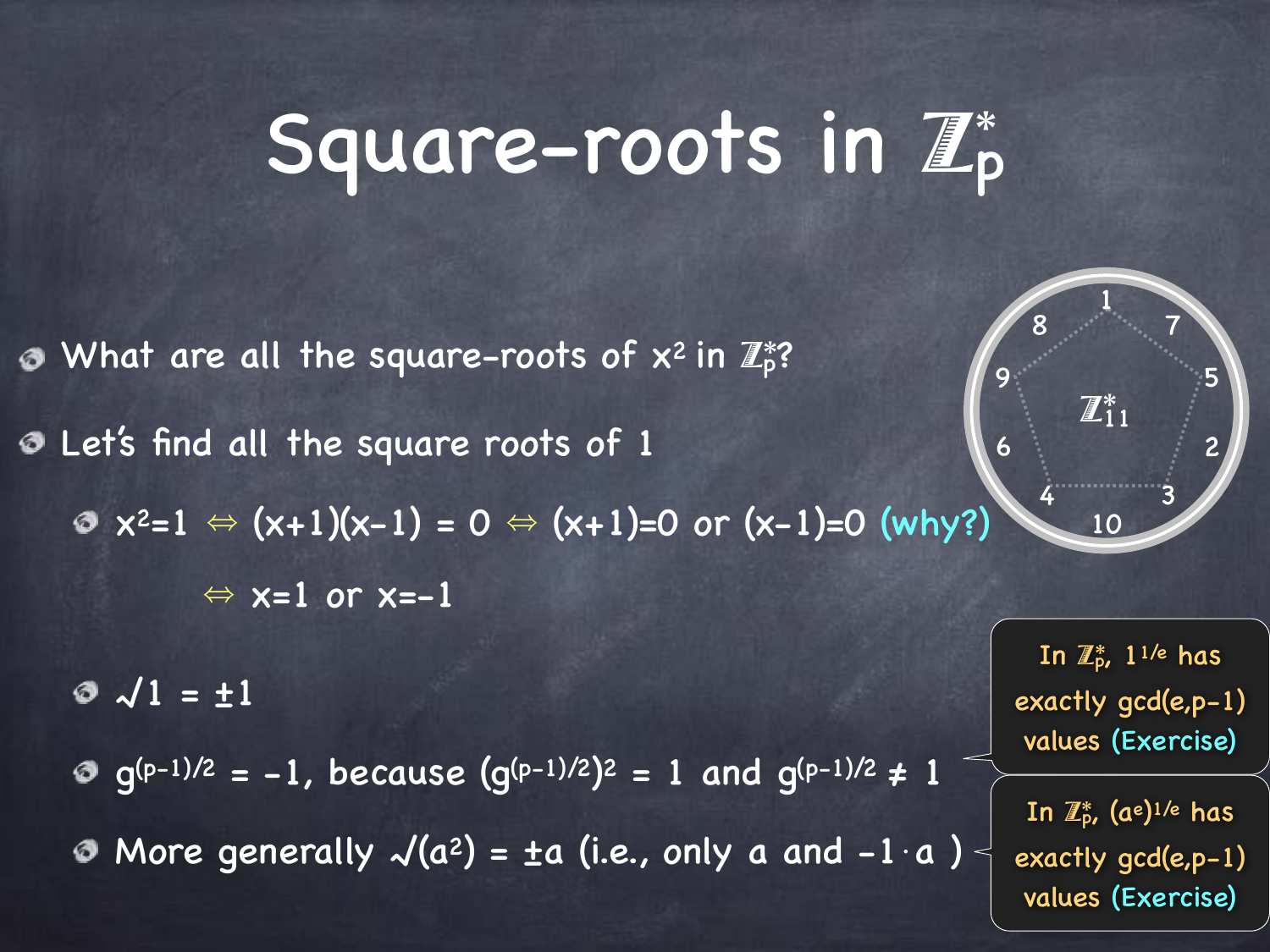# Square-roots in $\mathbb{Z}_p^*$

- What are all the square-roots of $x^2$ in $\mathbb{Z}_p^*$?
- Let's find all the square roots of 1
  - $x^2=1 \Leftrightarrow (x+1)(x-1) = 0 \Leftrightarrow (x+1)=0$ or $(x-1)=0$ (why?)

    $\Leftrightarrow x=1$ or $x=-1$
  - $\sqrt{1} = \pm 1$
  - $g^{(p-1)/2} = -1$, because $(g^{(p-1)/2})^2 = 1$ and $g^{(p-1)/2} \neq 1$
  - More generally $\sqrt{(a^2)} = \pm a$ (i.e., only $a$ and $-1 \cdot a$ )

$\mathbb{Z}_{11}^*$: 1, 7, 5, 2, 3, 10, 4, 6, 9, 8

In $\mathbb{Z}_p^*$, $1^{1/e}$ has exactly $\gcd(e,p-1)$ values (Exercise)

In $\mathbb{Z}_p^*$, $(a^e)^{1/e}$ has exactly $\gcd(e,p-1)$ values (Exercise)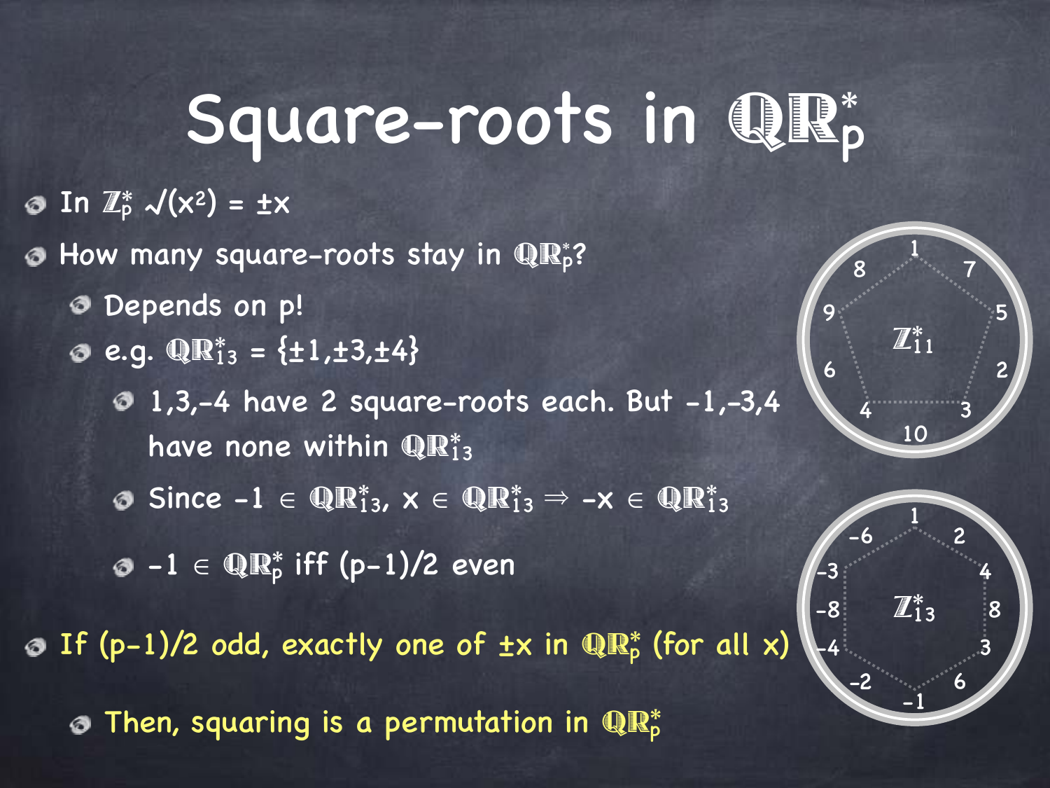# Square-roots in $\mathbb{QR}^*_p$

- In $\mathbb{Z}^*_p$ $\sqrt{(x^2)} = \pm x$
- How many square-roots stay in $\mathbb{QR}^*_p$?
  - Depends on p!
  - e.g. $\mathbb{QR}^*_{13} = \{\pm 1, \pm 3, \pm 4\}$
    - 1,3,-4 have 2 square-roots each. But -1,-3,4 have none within $\mathbb{QR}^*_{13}$
    - Since $-1 \in \mathbb{QR}^*_{13}$, $x \in \mathbb{QR}^*_{13} \Rightarrow -x \in \mathbb{QR}^*_{13}$
    - $-1 \in \mathbb{QR}^*_p$ iff $(p-1)/2$ even
- If $(p-1)/2$ odd, exactly one of $\pm x$ in $\mathbb{QR}^*_p$ (for all x)
  - Then, squaring is a permutation in $\mathbb{QR}^*_p$

$\mathbb{Z}^*_{11}$: 1, 7, 5, 2, 3, 10, 4, 6, 9, 8

$\mathbb{Z}^*_{13}$: 1, 2, 4, 8, 3, 6, -1, -2, -4, -8, -3, -6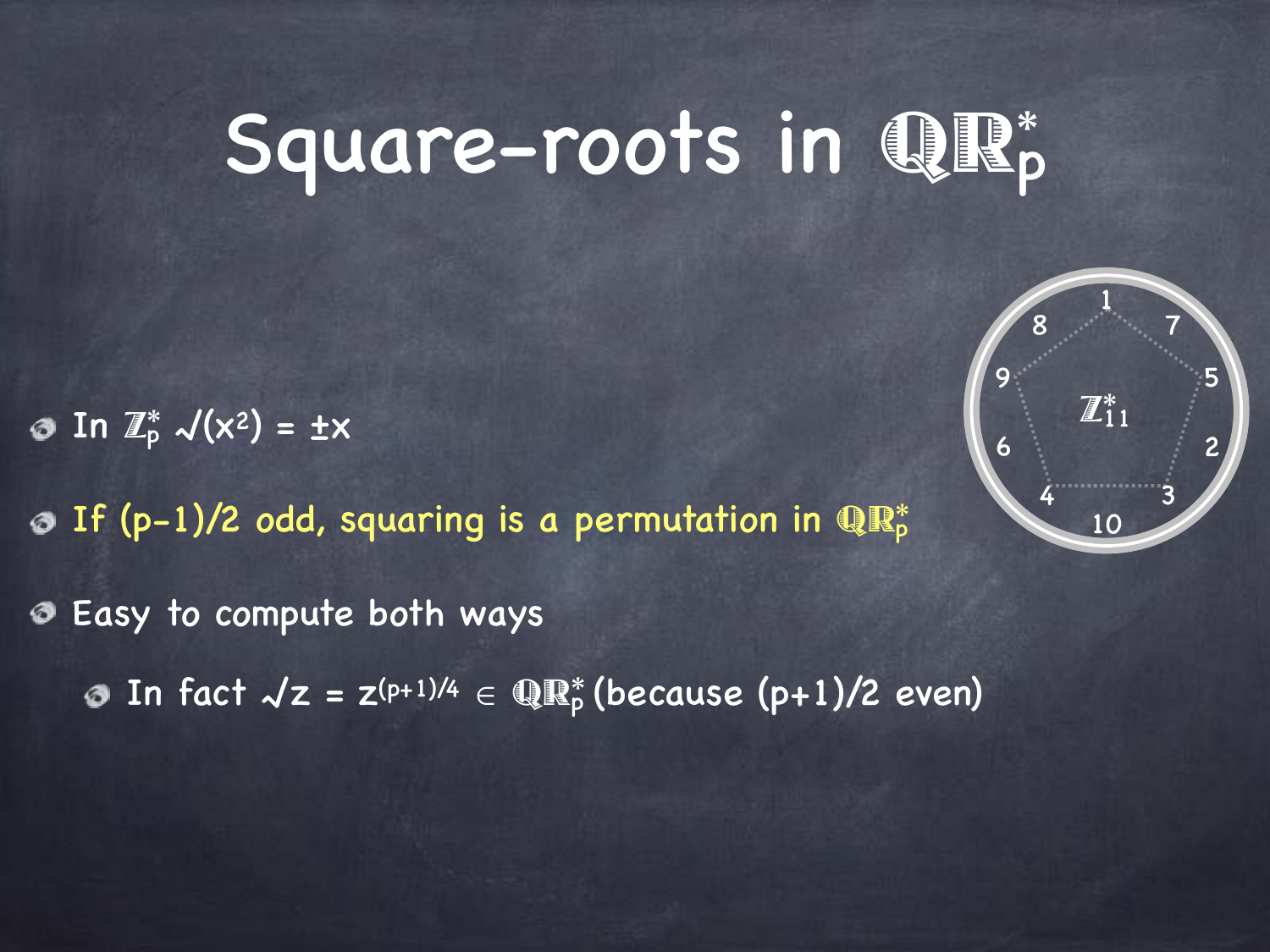# Square-roots in $\mathbb{QR}_p^*$

- In $\mathbb{Z}_p^*$ $\sqrt{(x^2)} = \pm x$
- If $(p-1)/2$ odd, squaring is a permutation in $\mathbb{QR}_p^*$
- Easy to compute both ways
  - In fact $\sqrt{z} = z^{(p+1)/4} \in \mathbb{QR}_p^*$ (because $(p+1)/2$ even)

$\mathbb{Z}_{11}^*$

1, 7, 5, 2, 3, 10, 4, 6, 9, 8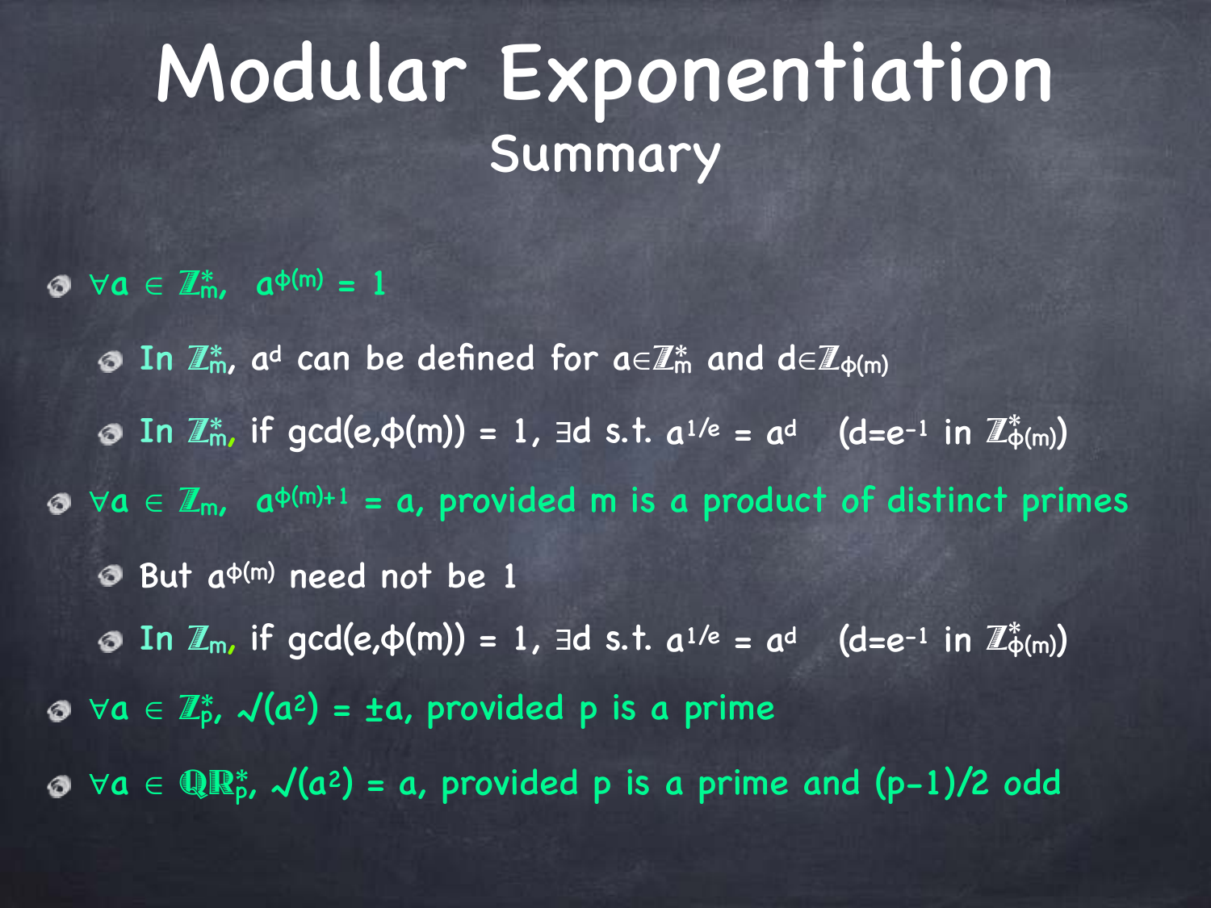# Modular Exponentiation

## Summary

- $\forall a \in \mathbb{Z}_m^*$, $a^{\phi(m)} = 1$
  - In $\mathbb{Z}_m^*$, $a^d$ can be defined for $a \in \mathbb{Z}_m^*$ and $d \in \mathbb{Z}_{\phi(m)}$
  - In $\mathbb{Z}_m^*$, if $\gcd(e,\phi(m)) = 1$, $\exists d$ s.t. $a^{1/e} = a^d$ ($d=e^{-1}$ in $\mathbb{Z}_{\phi(m)}^*$)
- $\forall a \in \mathbb{Z}_m$, $a^{\phi(m)+1} = a$, provided m is a product of distinct primes
  - But $a^{\phi(m)}$ need not be 1
  - In $\mathbb{Z}_m$, if $\gcd(e,\phi(m)) = 1$, $\exists d$ s.t. $a^{1/e} = a^d$ ($d=e^{-1}$ in $\mathbb{Z}_{\phi(m)}^*$)
- $\forall a \in \mathbb{Z}_p^*$, $\sqrt{(a^2)} = \pm a$, provided p is a prime
- $\forall a \in \mathbb{QR}_p^*$, $\sqrt{(a^2)} = a$, provided p is a prime and $(p-1)/2$ odd